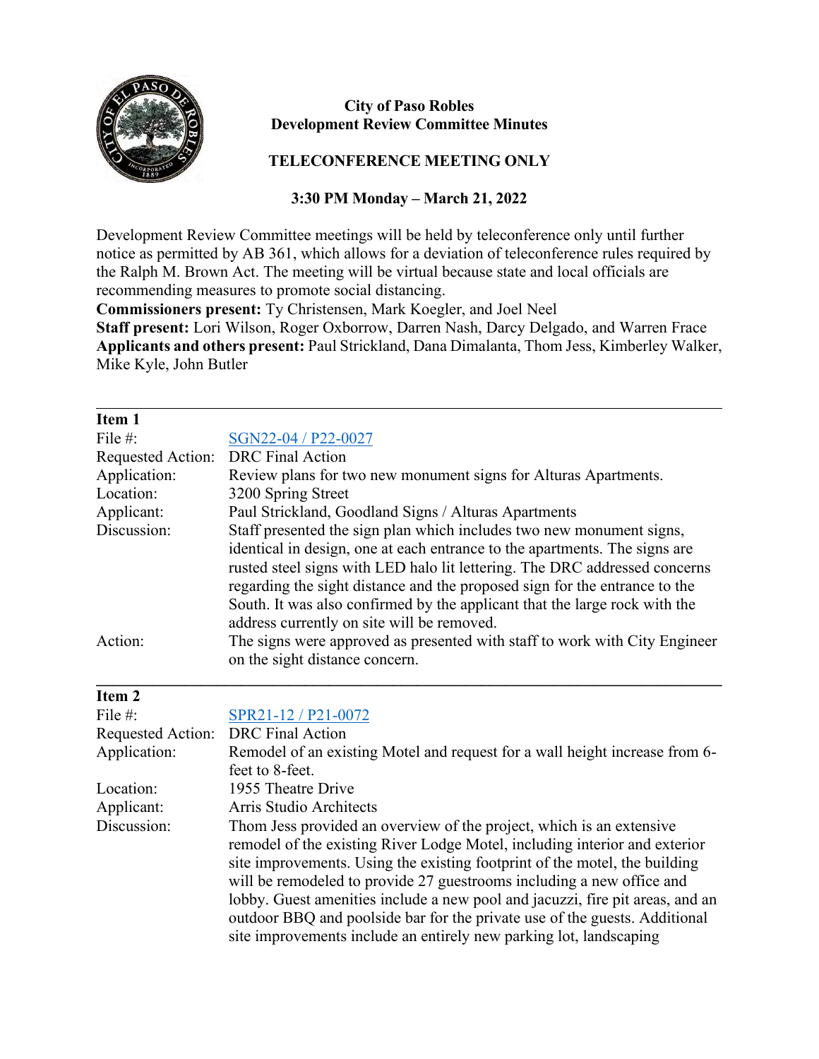**City of Paso Robles**
**Development Review Committee Minutes**

**TELECONFERENCE MEETING ONLY**

**3:30 PM Monday – March 21, 2022**

Development Review Committee meetings will be held by teleconference only until further notice as permitted by AB 361, which allows for a deviation of teleconference rules required by the Ralph M. Brown Act. The meeting will be virtual because state and local officials are recommending measures to promote social distancing.

**Commissioners present:** Ty Christensen, Mark Koegler, and Joel Neel
**Staff present:** Lori Wilson, Roger Oxborrow, Darren Nash, Darcy Delgado, and Warren Frace
**Applicants and others present:** Paul Strickland, Dana Dimalanta, Thom Jess, Kimberley Walker, Mike Kyle, John Butler

---

**Item 1**

| | |
|---|---|
| File #: | SGN22-04 / P22-0027 |
| Requested Action: | DRC Final Action |
| Application: | Review plans for two new monument signs for Alturas Apartments. |
| Location: | 3200 Spring Street |
| Applicant: | Paul Strickland, Goodland Signs / Alturas Apartments |
| Discussion: | Staff presented the sign plan which includes two new monument signs, identical in design, one at each entrance to the apartments. The signs are rusted steel signs with LED halo lit lettering. The DRC addressed concerns regarding the sight distance and the proposed sign for the entrance to the South. It was also confirmed by the applicant that the large rock with the address currently on site will be removed. |
| Action: | The signs were approved as presented with staff to work with City Engineer on the sight distance concern. |

---

**Item 2**

| | |
|---|---|
| File #: | SPR21-12 / P21-0072 |
| Requested Action: | DRC Final Action |
| Application: | Remodel of an existing Motel and request for a wall height increase from 6-feet to 8-feet. |
| Location: | 1955 Theatre Drive |
| Applicant: | Arris Studio Architects |
| Discussion: | Thom Jess provided an overview of the project, which is an extensive remodel of the existing River Lodge Motel, including interior and exterior site improvements. Using the existing footprint of the motel, the building will be remodeled to provide 27 guestrooms including a new office and lobby. Guest amenities include a new pool and jacuzzi, fire pit areas, and an outdoor BBQ and poolside bar for the private use of the guests. Additional site improvements include an entirely new parking lot, landscaping |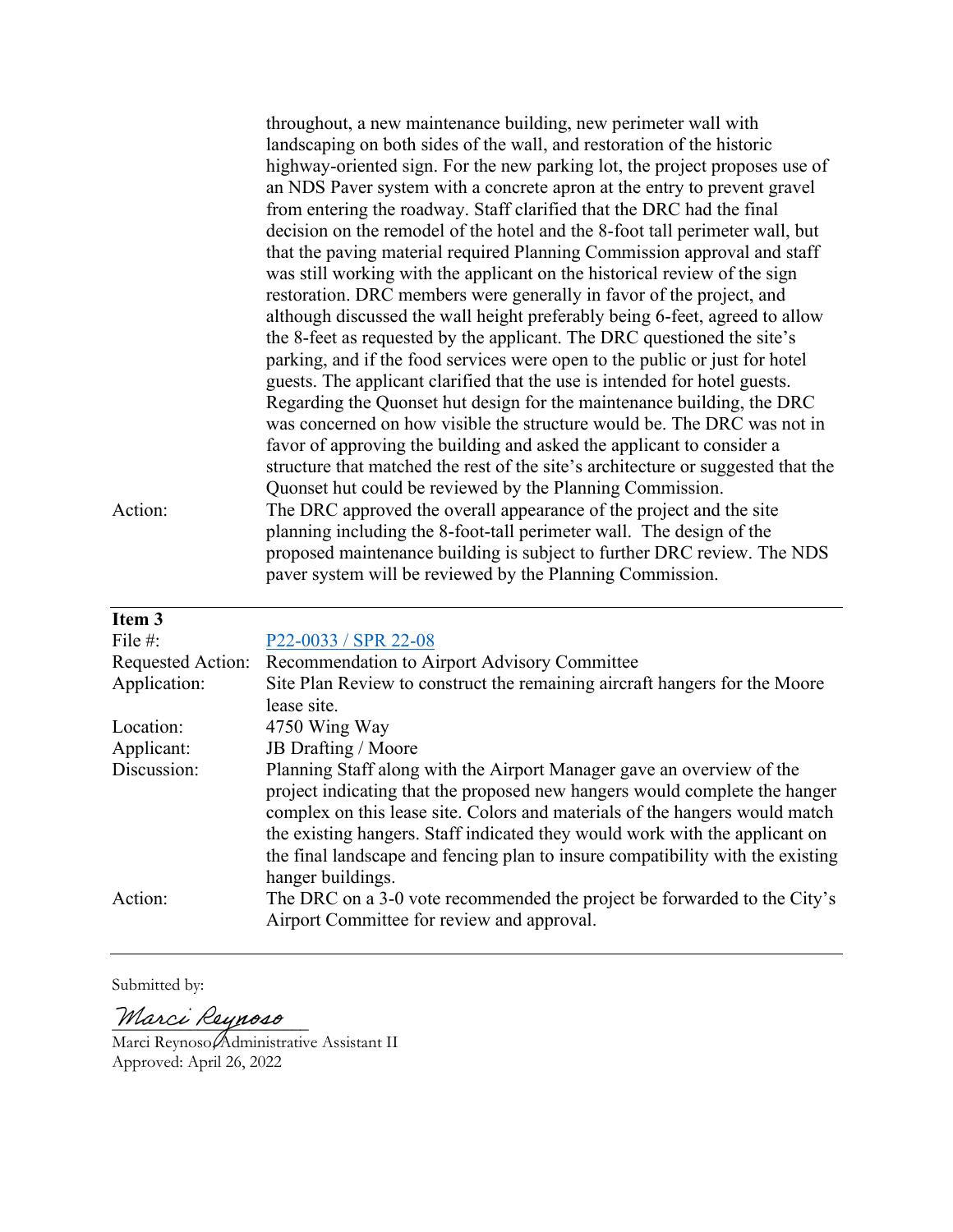throughout, a new maintenance building, new perimeter wall with landscaping on both sides of the wall, and restoration of the historic highway-oriented sign. For the new parking lot, the project proposes use of an NDS Paver system with a concrete apron at the entry to prevent gravel from entering the roadway. Staff clarified that the DRC had the final decision on the remodel of the hotel and the 8-foot tall perimeter wall, but that the paving material required Planning Commission approval and staff was still working with the applicant on the historical review of the sign restoration. DRC members were generally in favor of the project, and although discussed the wall height preferably being 6-feet, agreed to allow the 8-feet as requested by the applicant. The DRC questioned the site's parking, and if the food services were open to the public or just for hotel guests. The applicant clarified that the use is intended for hotel guests. Regarding the Quonset hut design for the maintenance building, the DRC was concerned on how visible the structure would be. The DRC was not in favor of approving the building and asked the applicant to consider a structure that matched the rest of the site's architecture or suggested that the Quonset hut could be reviewed by the Planning Commission.

Action: The DRC approved the overall appearance of the project and the site planning including the 8-foot-tall perimeter wall. The design of the proposed maintenance building is subject to further DRC review. The NDS paver system will be reviewed by the Planning Commission.

---

**Item 3**

| | |
|---|---|
| File #: | P22-0033 / SPR 22-08 |
| Requested Action: | Recommendation to Airport Advisory Committee |
| Application: | Site Plan Review to construct the remaining aircraft hangers for the Moore lease site. |
| Location: | 4750 Wing Way |
| Applicant: | JB Drafting / Moore |
| Discussion: | Planning Staff along with the Airport Manager gave an overview of the project indicating that the proposed new hangers would complete the hanger complex on this lease site. Colors and materials of the hangers would match the existing hangers. Staff indicated they would work with the applicant on the final landscape and fencing plan to insure compatibility with the existing hanger buildings. |
| Action: | The DRC on a 3-0 vote recommended the project be forwarded to the City's Airport Committee for review and approval. |

---

Submitted by:

*Marci Reynoso*

Marci Reynoso, Administrative Assistant II

Approved: April 26, 2022